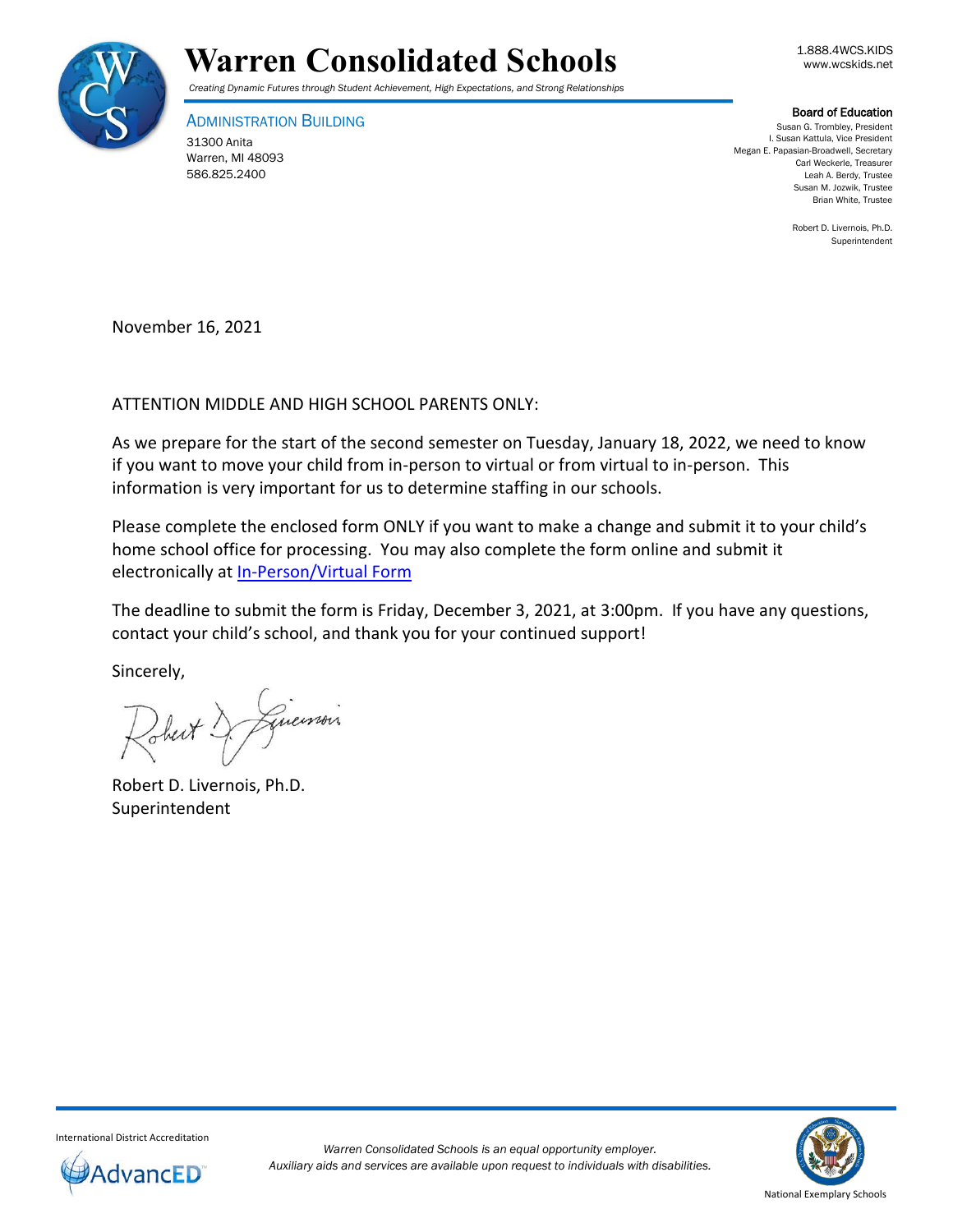# Warren Consolidated Schools

*Creating Dynamic Futures through Student Achievement, High Expectations, and Strong Relationships*

1.888.4WCS.KIDS
www.wcskids.net

ADMINISTRATION BUILDING
31300 Anita
Warren, MI 48093
586.825.2400

**Board of Education**
Susan G. Trombley, President
I. Susan Kattula, Vice President
Megan E. Papasian-Broadwell, Secretary
Carl Weckerle, Treasurer
Leah A. Berdy, Trustee
Susan M. Jozwik, Trustee
Brian White, Trustee

Robert D. Livernois, Ph.D.
Superintendent

November 16, 2021

ATTENTION MIDDLE AND HIGH SCHOOL PARENTS ONLY:

As we prepare for the start of the second semester on Tuesday, January 18, 2022, we need to know if you want to move your child from in-person to virtual or from virtual to in-person. This information is very important for us to determine staffing in our schools.

Please complete the enclosed form ONLY if you want to make a change and submit it to your child's home school office for processing. You may also complete the form online and submit it electronically at In-Person/Virtual Form

The deadline to submit the form is Friday, December 3, 2021, at 3:00pm. If you have any questions, contact your child's school, and thank you for your continued support!

Sincerely,

Robert D. Livernois, Ph.D.
Superintendent

International District Accreditation
AdvancED

*Warren Consolidated Schools is an equal opportunity employer.*
*Auxiliary aids and services are available upon request to individuals with disabilities.*

National Exemplary Schools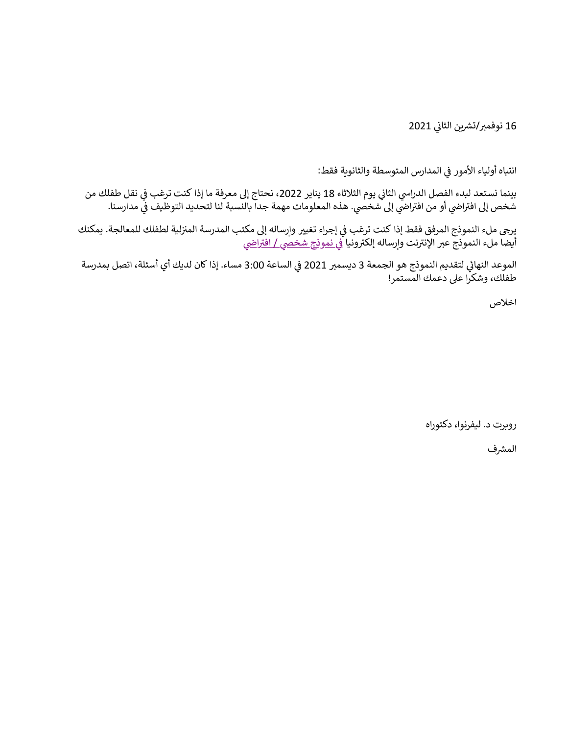16 نوفمبر/تشرين الثاني 2021

انتباه أولياء الأمور في المدارس المتوسطة والثانوية فقط:

بينما نستعد لبدء الفصل الدراسي الثاني يوم الثلاثاء 18 يناير 2022، نحتاج إلى معرفة ما إذا كنت ترغب في نقل طفلك من شخص إلى افتراضي أو من افتراضي إلى شخصي. هذه المعلومات مهمة جدا بالنسبة لنا لتحديد التوظيف في مدارسنا.

يرجى ملء النموذج المرفق فقط إذا كنت ترغب في إجراء تغيير وإرساله إلى مكتب المدرسة المنزلية لطفلك للمعالجة. يمكنك أيضا ملء النموذج عبر الإنترنت وإرساله إلكترونيا في نموذج شخصي / افتراضي

الموعد النهائي لتقديم النموذج هو الجمعة 3 ديسمبر 2021 في الساعة 3:00 مساء. إذا كان لديك أي أسئلة، اتصل بمدرسة طفلك، وشكرا على دعمك المستمر!

اخلاص

روبرت د. ليفرنوا، دكتوراه

المشرف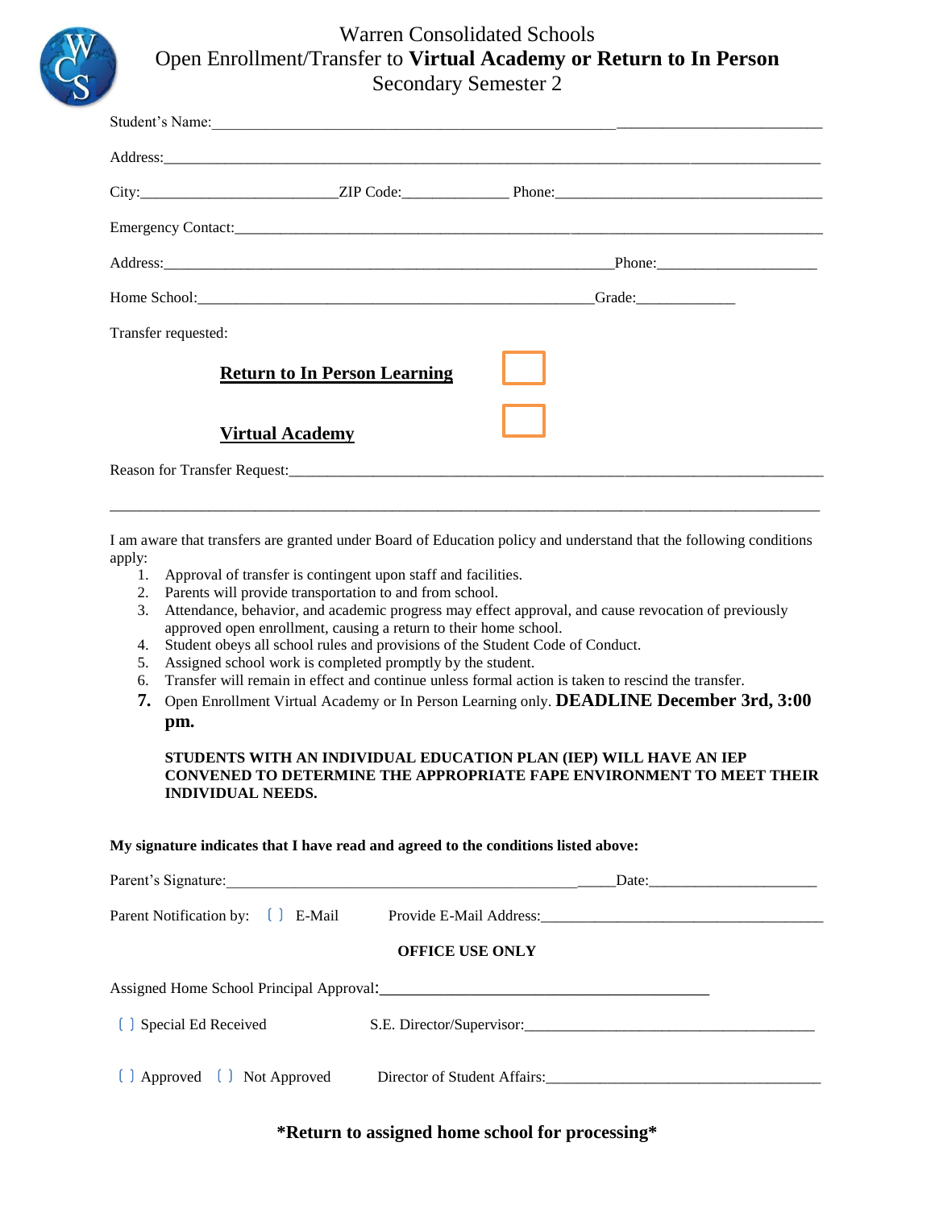# Warren Consolidated Schools

## Open Enrollment/Transfer to **Virtual Academy or Return to In Person**

### Secondary Semester 2

Student's Name:______________________________________________________________________________

Address:___________________________________________________________________________________

City:_________________________ZIP Code:_____________ Phone:__________________________________

Emergency Contact:_________________________________________________________________________

Address:___________________________________________________________Phone:____________________

Home School:_____________________________________________________Grade:_____________

Transfer requested:

**Return to In Person Learning** ☐

**Virtual Academy** ☐

Reason for Transfer Request:_________________________________________________________________

___________________________________________________________________________________________

I am aware that transfers are granted under Board of Education policy and understand that the following conditions apply:

1. Approval of transfer is contingent upon staff and facilities.
2. Parents will provide transportation to and from school.
3. Attendance, behavior, and academic progress may effect approval, and cause revocation of previously approved open enrollment, causing a return to their home school.
4. Student obeys all school rules and provisions of the Student Code of Conduct.
5. Assigned school work is completed promptly by the student.
6. Transfer will remain in effect and continue unless formal action is taken to rescind the transfer.
7. Open Enrollment Virtual Academy or In Person Learning only. **DEADLINE December 3rd, 3:00 pm.**

**STUDENTS WITH AN INDIVIDUAL EDUCATION PLAN (IEP) WILL HAVE AN IEP CONVENED TO DETERMINE THE APPROPRIATE FAPE ENVIRONMENT TO MEET THEIR INDIVIDUAL NEEDS.**

**My signature indicates that I have read and agreed to the conditions listed above:**

Parent's Signature:________________________________________________________Date:______________________

Parent Notification by: [ ] E-Mail     Provide E-Mail Address:____________________________________

**OFFICE USE ONLY**

Assigned Home School Principal Approval:__________________________________________

[ ] Special Ed Received     S.E. Director/Supervisor:______________________________________

[ ] Approved [ ] Not Approved     Director of Student Affairs:___________________________________

**\*Return to assigned home school for processing\***